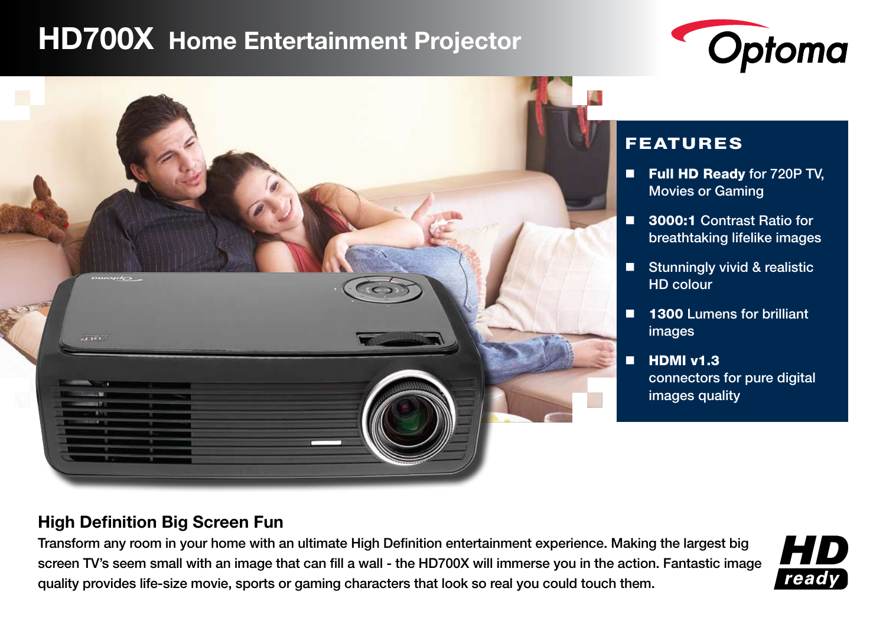# HD700X Home Entertainment Projector

Optoma

## FEATURES

- **Full HD Ready** for 720P TV, Movies or Gaming
- **3000:1** Contrast Ratio for breathtaking lifelike images
- Stunningly vivid & realistic HD colour
- **1300** Lumens for brilliant images
- **HDMI v1.3** connectors for pure digital images quality

## High Definition Big Screen Fun

Transform any room in your home with an ultimate High Definition entertainment experience. Making the largest big screen TV's seem small with an image that can fill a wall - the HD700X will immerse you in the action. Fantastic image quality provides life-size movie, sports or gaming characters that look so real you could touch them.

HD ready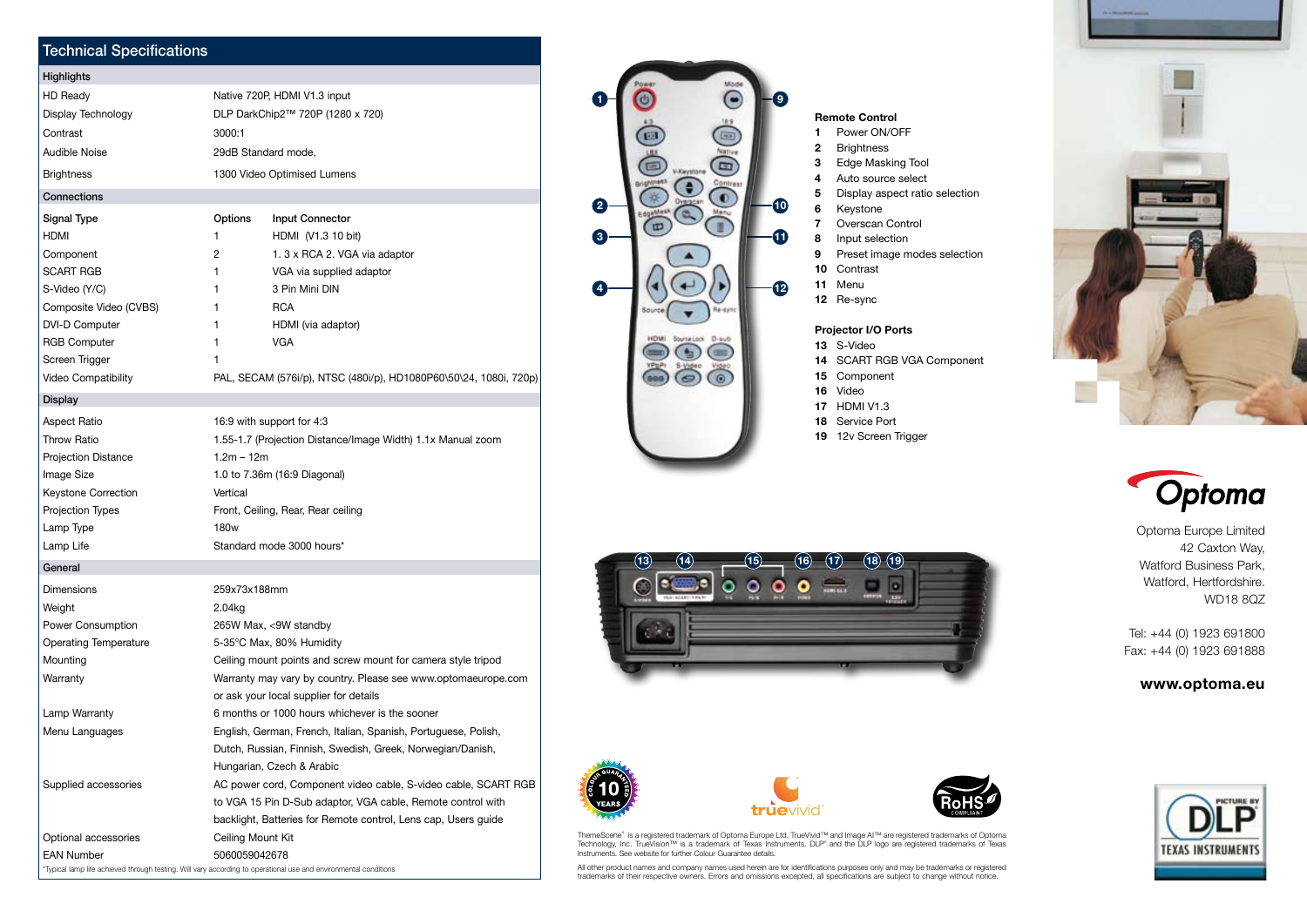## Technical Specifications

| | | |
|---|---|---|
| **Highlights** | | |
| HD Ready | Native 720P, HDMI V1.3 input | |
| Display Technology | DLP DarkChip2™ 720P (1280 x 720) | |
| Contrast | 3000:1 | |
| Audible Noise | 29dB Standard mode, | |
| Brightness | 1300 Video Optimised Lumens | |
| **Connections** | | |
| Signal Type | Options | Input Connector |
| HDMI | 1 | HDMI (V1.3 10 bit) |
| Component | 2 | 1. 3 x RCA 2. VGA via adaptor |
| SCART RGB | 1 | VGA via supplied adaptor |
| S-Video (Y/C) | 1 | 3 Pin Mini DIN |
| Composite Video (CVBS) | 1 | RCA |
| DVI-D Computer | 1 | HDMI (via adaptor) |
| RGB Computer | 1 | VGA |
| Screen Trigger | 1 | |
| Video Compatibility | PAL, SECAM (576i/p), NTSC (480i/p), HD1080P60\50\24, 1080i, 720p) | |
| **Display** | | |
| Aspect Ratio | 16:9 with support for 4:3 | |
| Throw Ratio | 1.55-1.7 (Projection Distance/Image Width) 1.1x Manual zoom | |
| Projection Distance | 1.2m – 12m | |
| Image Size | 1.0 to 7.36m (16:9 Diagonal) | |
| Keystone Correction | Vertical | |
| Projection Types | Front, Ceiling, Rear, Rear ceiling | |
| Lamp Type | 180w | |
| Lamp Life | Standard mode 3000 hours* | |
| **General** | | |
| Dimensions | 259x73x188mm | |
| Weight | 2.04kg | |
| Power Consumption | 265W Max, <9W standby | |
| Operating Temperature | 5-35°C Max, 80% Humidity | |
| Mounting | Ceiling mount points and screw mount for camera style tripod | |
| Warranty | Warranty may vary by country. Please see www.optomaeurope.com or ask your local supplier for details | |
| Lamp Warranty | 6 months or 1000 hours whichever is the sooner | |
| Menu Languages | English, German, French, Italian, Spanish, Portuguese, Polish, Dutch, Russian, Finnish, Swedish, Greek, Norwegian/Danish, Hungarian, Czech & Arabic | |
| Supplied accessories | AC power cord, Component video cable, S-video cable, SCART RGB to VGA 15 Pin D-Sub adaptor, VGA cable, Remote control with backlight, Batteries for Remote control, Lens cap, Users guide | |
| Optional accessories | Ceiling Mount Kit | |
| EAN Number | 5060059042678 | |

*Typical lamp life achieved through testing. Will vary according to operational use and environmental conditions

**Remote Control**

1. Power ON/OFF
2. Brightness
3. Edge Masking Tool
4. Auto source select
5. Display aspect ratio selection
6. Keystone
7. Overscan Control
8. Input selection
9. Preset image modes selection
10. Contrast
11. Menu
12. Re-sync

**Projector I/O Ports**

13. S-Video
14. SCART RGB VGA Component
15. Component
16. Video
17. HDMI V1.3
18. Service Port
19. 12v Screen Trigger

Optoma Europe Limited
42 Caxton Way,
Watford Business Park,
Watford, Hertfordshire.
WD18 8QZ

Tel: +44 (0) 1923 691800
Fax: +44 (0) 1923 691888

**www.optoma.eu**

ThemeScene® is a registered trademark of Optoma Europe Ltd. TrueVivid™ and Image AI™ are registered trademarks of Optoma Technology, Inc. TrueVision™ is a trademark of Texas Instruments. DLP® and the DLP logo are registered trademarks of Texas Instruments. See website for further Colour Guarantee details.

All other product names and company names used herein are for identifications purposes only and may be trademarks or registered trademarks of their respective owners. Errors and omissions excepted, all specifications are subject to change without notice.